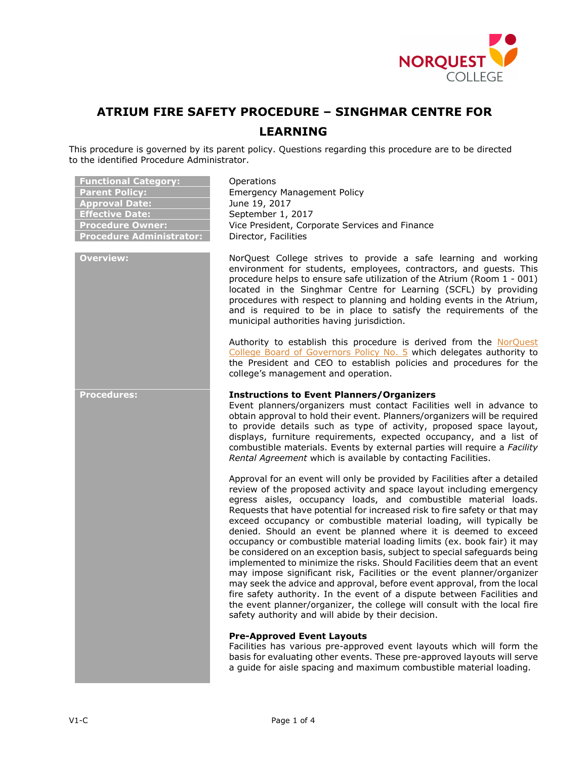# ATRIUM FIRE SAFETY PROCEDURE – SINGHMAR CENTRE FOR LEARNING

This procedure is governed by its parent policy. Questions regarding this procedure are to be directed to the identified Procedure Administrator.

| | |
|---|---|
| **Functional Category:** | Operations |
| **Parent Policy:** | Emergency Management Policy |
| **Approval Date:** | June 19, 2017 |
| **Effective Date:** | September 1, 2017 |
| **Procedure Owner:** | Vice President, Corporate Services and Finance |
| **Procedure Administrator:** | Director, Facilities |

## Overview:

NorQuest College strives to provide a safe learning and working environment for students, employees, contractors, and guests. This procedure helps to ensure safe utilization of the Atrium (Room 1 - 001) located in the Singhmar Centre for Learning (SCFL) by providing procedures with respect to planning and holding events in the Atrium, and is required to be in place to satisfy the requirements of the municipal authorities having jurisdiction.

Authority to establish this procedure is derived from the NorQuest College Board of Governors Policy No. 5 which delegates authority to the President and CEO to establish policies and procedures for the college's management and operation.

## Procedures:

### Instructions to Event Planners/Organizers

Event planners/organizers must contact Facilities well in advance to obtain approval to hold their event. Planners/organizers will be required to provide details such as type of activity, proposed space layout, displays, furniture requirements, expected occupancy, and a list of combustible materials. Events by external parties will require a *Facility Rental Agreement* which is available by contacting Facilities.

Approval for an event will only be provided by Facilities after a detailed review of the proposed activity and space layout including emergency egress aisles, occupancy loads, and combustible material loads. Requests that have potential for increased risk to fire safety or that may exceed occupancy or combustible material loading, will typically be denied. Should an event be planned where it is deemed to exceed occupancy or combustible material loading limits (ex. book fair) it may be considered on an exception basis, subject to special safeguards being implemented to minimize the risks. Should Facilities deem that an event may impose significant risk, Facilities or the event planner/organizer may seek the advice and approval, before event approval, from the local fire safety authority. In the event of a dispute between Facilities and the event planner/organizer, the college will consult with the local fire safety authority and will abide by their decision.

### Pre-Approved Event Layouts

Facilities has various pre-approved event layouts which will form the basis for evaluating other events. These pre-approved layouts will serve a guide for aisle spacing and maximum combustible material loading.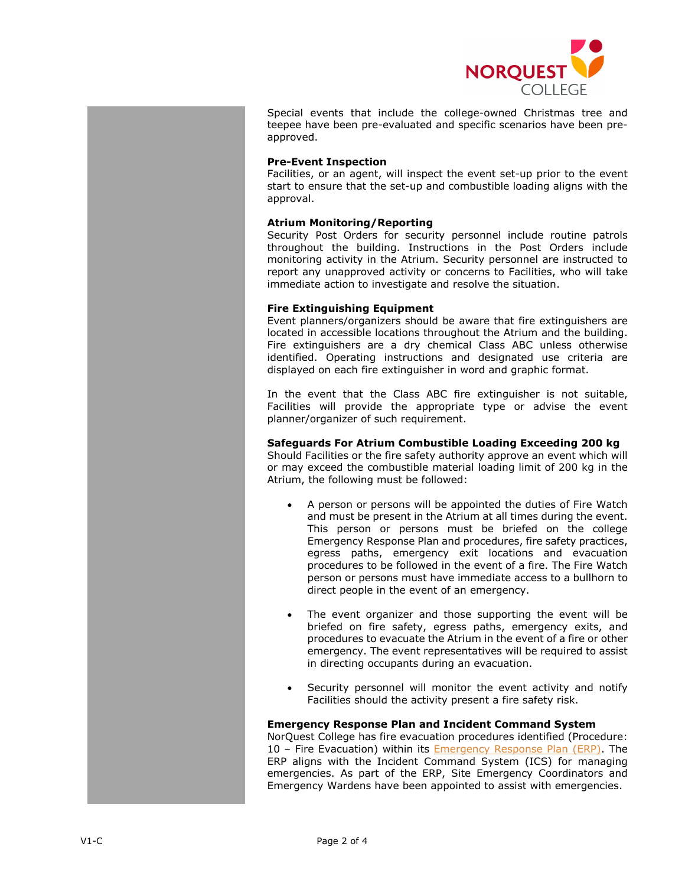Special events that include the college-owned Christmas tree and teepee have been pre-evaluated and specific scenarios have been pre-approved.

**Pre-Event Inspection**

Facilities, or an agent, will inspect the event set-up prior to the event start to ensure that the set-up and combustible loading aligns with the approval.

**Atrium Monitoring/Reporting**

Security Post Orders for security personnel include routine patrols throughout the building. Instructions in the Post Orders include monitoring activity in the Atrium. Security personnel are instructed to report any unapproved activity or concerns to Facilities, who will take immediate action to investigate and resolve the situation.

**Fire Extinguishing Equipment**

Event planners/organizers should be aware that fire extinguishers are located in accessible locations throughout the Atrium and the building. Fire extinguishers are a dry chemical Class ABC unless otherwise identified. Operating instructions and designated use criteria are displayed on each fire extinguisher in word and graphic format.

In the event that the Class ABC fire extinguisher is not suitable, Facilities will provide the appropriate type or advise the event planner/organizer of such requirement.

**Safeguards For Atrium Combustible Loading Exceeding 200 kg**

Should Facilities or the fire safety authority approve an event which will or may exceed the combustible material loading limit of 200 kg in the Atrium, the following must be followed:

- A person or persons will be appointed the duties of Fire Watch and must be present in the Atrium at all times during the event. This person or persons must be briefed on the college Emergency Response Plan and procedures, fire safety practices, egress paths, emergency exit locations and evacuation procedures to be followed in the event of a fire. The Fire Watch person or persons must have immediate access to a bullhorn to direct people in the event of an emergency.

- The event organizer and those supporting the event will be briefed on fire safety, egress paths, emergency exits, and procedures to evacuate the Atrium in the event of a fire or other emergency. The event representatives will be required to assist in directing occupants during an evacuation.

- Security personnel will monitor the event activity and notify Facilities should the activity present a fire safety risk.

**Emergency Response Plan and Incident Command System**

NorQuest College has fire evacuation procedures identified (Procedure: 10 – Fire Evacuation) within its Emergency Response Plan (ERP). The ERP aligns with the Incident Command System (ICS) for managing emergencies. As part of the ERP, Site Emergency Coordinators and Emergency Wardens have been appointed to assist with emergencies.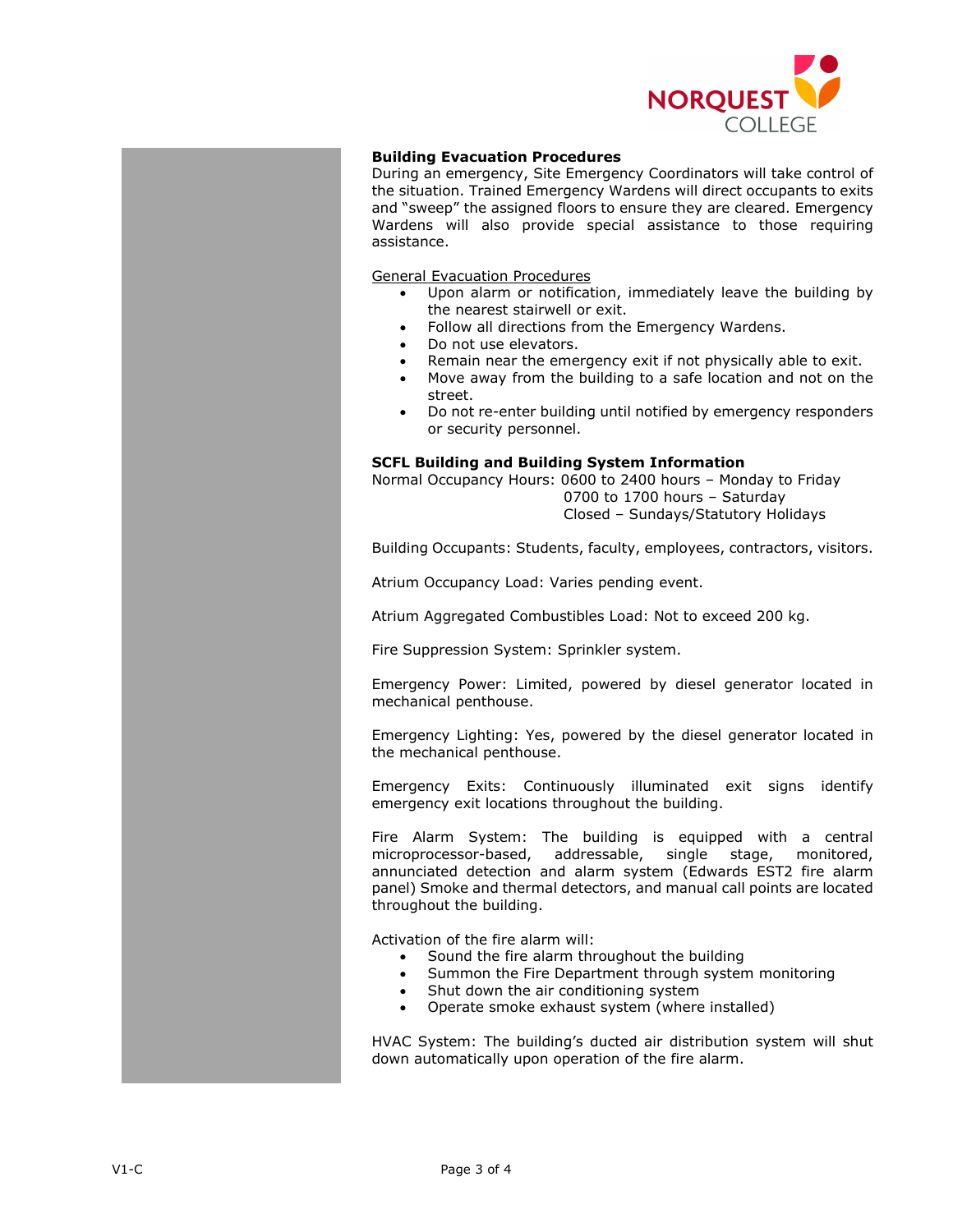## Building Evacuation Procedures

During an emergency, Site Emergency Coordinators will take control of the situation. Trained Emergency Wardens will direct occupants to exits and "sweep" the assigned floors to ensure they are cleared. Emergency Wardens will also provide special assistance to those requiring assistance.

General Evacuation Procedures

- Upon alarm or notification, immediately leave the building by the nearest stairwell or exit.
- Follow all directions from the Emergency Wardens.
- Do not use elevators.
- Remain near the emergency exit if not physically able to exit.
- Move away from the building to a safe location and not on the street.
- Do not re-enter building until notified by emergency responders or security personnel.

## SCFL Building and Building System Information

Normal Occupancy Hours: 0600 to 2400 hours – Monday to Friday
0700 to 1700 hours – Saturday
Closed – Sundays/Statutory Holidays

Building Occupants: Students, faculty, employees, contractors, visitors.

Atrium Occupancy Load: Varies pending event.

Atrium Aggregated Combustibles Load: Not to exceed 200 kg.

Fire Suppression System: Sprinkler system.

Emergency Power: Limited, powered by diesel generator located in mechanical penthouse.

Emergency Lighting: Yes, powered by the diesel generator located in the mechanical penthouse.

Emergency Exits: Continuously illuminated exit signs identify emergency exit locations throughout the building.

Fire Alarm System: The building is equipped with a central microprocessor-based, addressable, single stage, monitored, annunciated detection and alarm system (Edwards EST2 fire alarm panel) Smoke and thermal detectors, and manual call points are located throughout the building.

Activation of the fire alarm will:

- Sound the fire alarm throughout the building
- Summon the Fire Department through system monitoring
- Shut down the air conditioning system
- Operate smoke exhaust system (where installed)

HVAC System: The building's ducted air distribution system will shut down automatically upon operation of the fire alarm.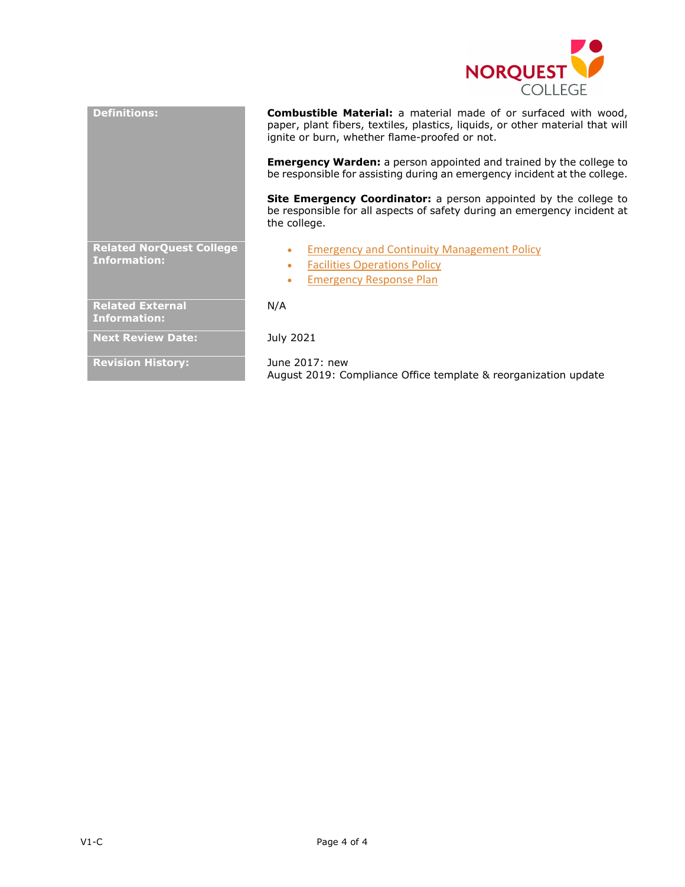| | |
|---|---|
| **Definitions:** | **Combustible Material:** a material made of or surfaced with wood, paper, plant fibers, textiles, plastics, liquids, or other material that will ignite or burn, whether flame-proofed or not.<br><br>**Emergency Warden:** a person appointed and trained by the college to be responsible for assisting during an emergency incident at the college.<br><br>**Site Emergency Coordinator:** a person appointed by the college to be responsible for all aspects of safety during an emergency incident at the college. |
| **Related NorQuest College Information:** | • Emergency and Continuity Management Policy<br>• Facilities Operations Policy<br>• Emergency Response Plan |
| **Related External Information:** | N/A |
| **Next Review Date:** | July 2021 |
| **Revision History:** | June 2017: new<br>August 2019: Compliance Office template & reorganization update |

V1-C